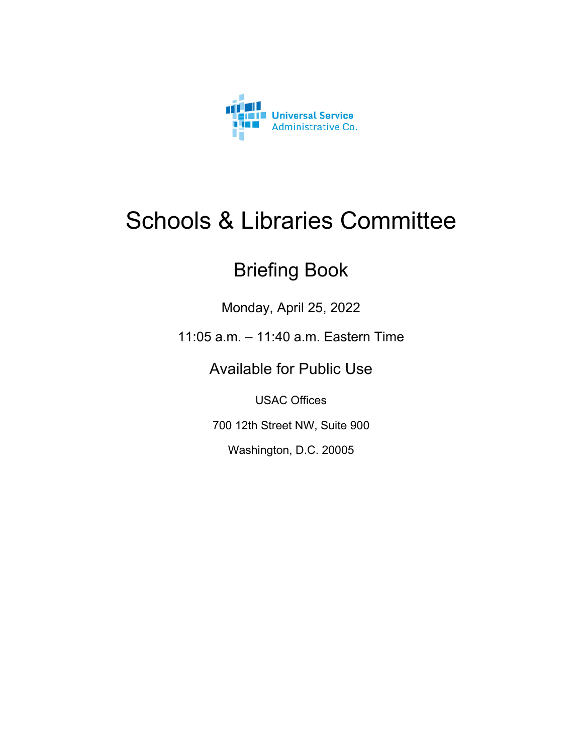Universal Service
Administrative Co.

# Schools & Libraries Committee

## Briefing Book

Monday, April 25, 2022

11:05 a.m. – 11:40 a.m. Eastern Time

Available for Public Use

USAC Offices

700 12th Street NW, Suite 900

Washington, D.C. 20005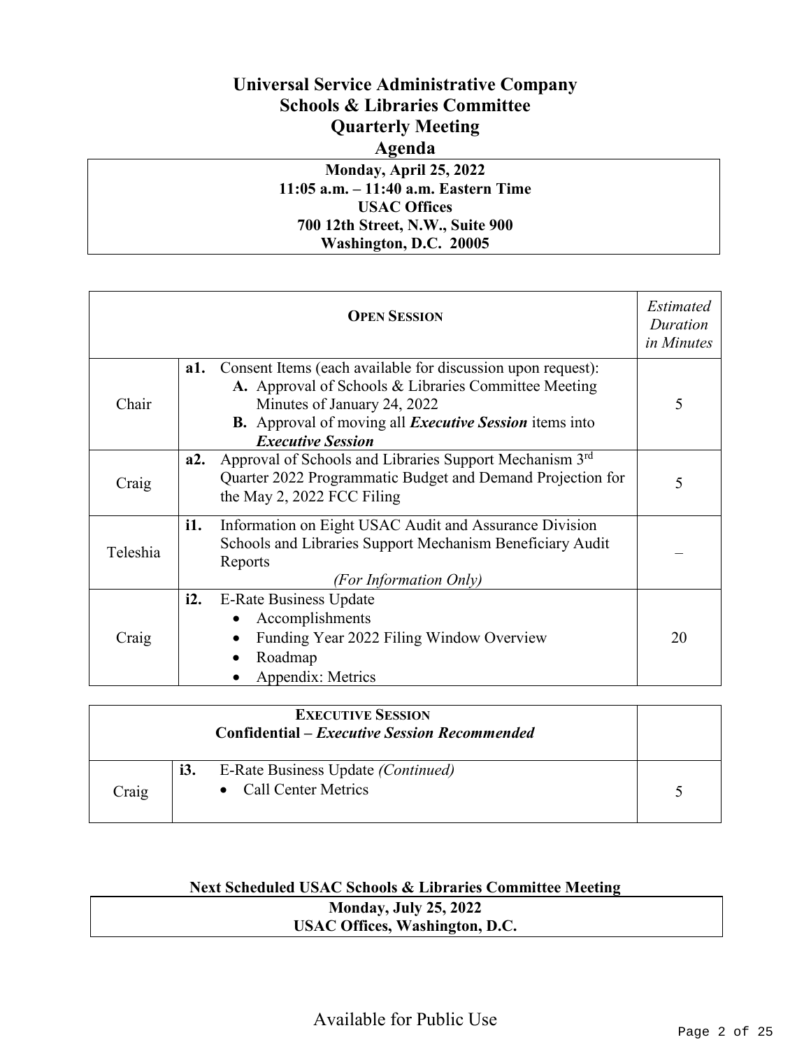# Universal Service Administrative Company
# Schools & Libraries Committee
# Quarterly Meeting
# Agenda

**Monday, April 25, 2022**
**11:05 a.m. – 11:40 a.m. Eastern Time**
**USAC Offices**
**700 12th Street, N.W., Suite 900**
**Washington, D.C. 20005**

| **OPEN SESSION** | | *Estimated Duration in Minutes* |
|---|---|---|
| Chair | **a1.** Consent Items (each available for discussion upon request):<br>**A.** Approval of Schools & Libraries Committee Meeting Minutes of January 24, 2022<br>**B.** Approval of moving all ***Executive Session*** items into ***Executive Session*** | 5 |
| Craig | **a2.** Approval of Schools and Libraries Support Mechanism 3rd Quarter 2022 Programmatic Budget and Demand Projection for the May 2, 2022 FCC Filing | 5 |
| Teleshia | **i1.** Information on Eight USAC Audit and Assurance Division Schools and Libraries Support Mechanism Beneficiary Audit Reports<br>*(For Information Only)* | – |
| Craig | **i2.** E-Rate Business Update<br>• Accomplishments<br>• Funding Year 2022 Filing Window Overview<br>• Roadmap<br>• Appendix: Metrics | 20 |

| **EXECUTIVE SESSION**<br>**Confidential – *Executive Session Recommended*** | | |
|---|---|---|
| Craig | **i3.** E-Rate Business Update *(Continued)*<br>• Call Center Metrics | 5 |

**Next Scheduled USAC Schools & Libraries Committee Meeting**

**Monday, July 25, 2022**
**USAC Offices, Washington, D.C.**

Available for Public Use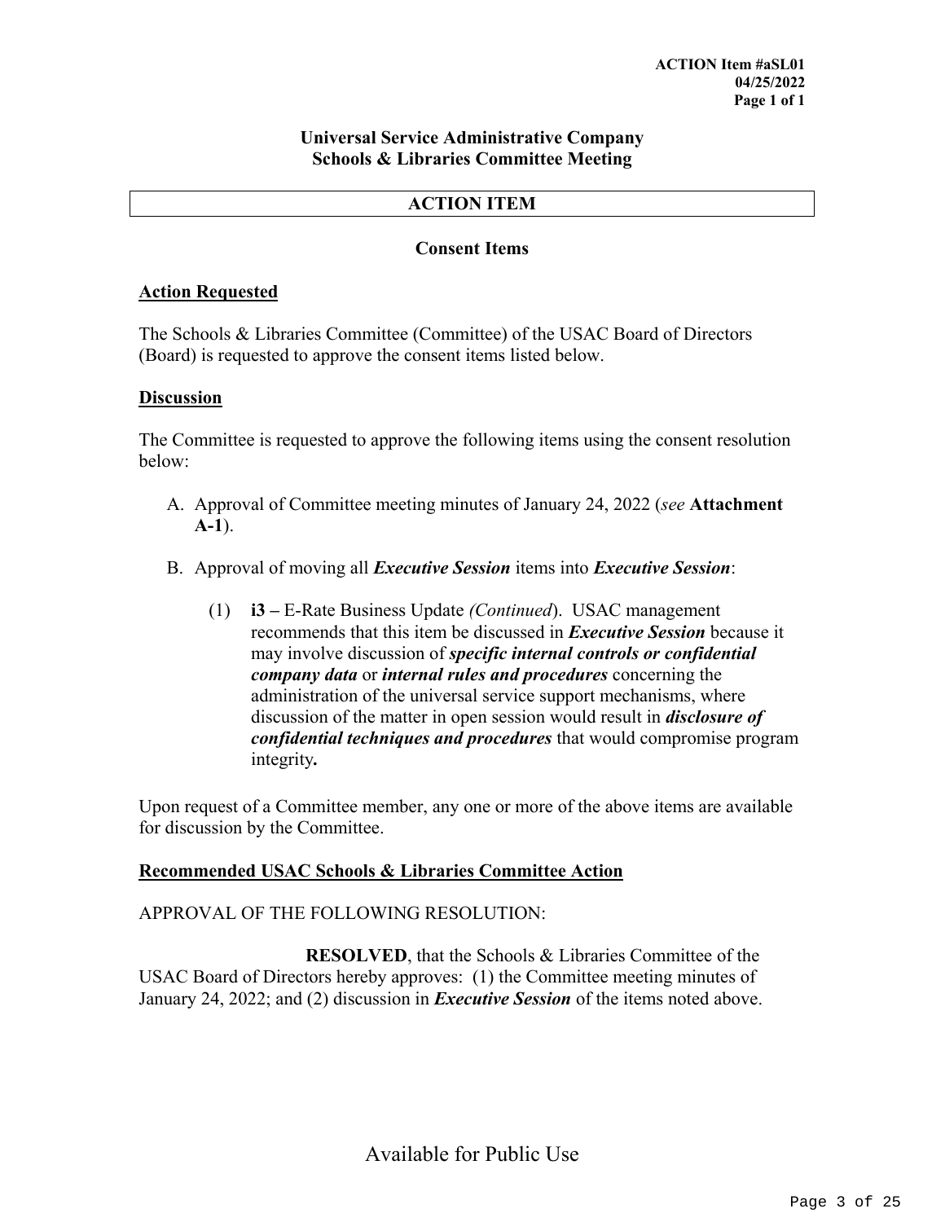**ACTION Item #aSL01**
**04/25/2022**

# Universal Service Administrative Company
## Schools & Libraries Committee Meeting

**ACTION ITEM**

**Consent Items**

**Action Requested**

The Schools & Libraries Committee (Committee) of the USAC Board of Directors (Board) is requested to approve the consent items listed below.

**Discussion**

The Committee is requested to approve the following items using the consent resolution below:

A. Approval of Committee meeting minutes of January 24, 2022 (*see* **Attachment A-1**).

B. Approval of moving all ***Executive Session*** items into ***Executive Session***:

   (1) **i3 –** E-Rate Business Update *(Continued)*. USAC management recommends that this item be discussed in ***Executive Session*** because it may involve discussion of ***specific internal controls or confidential company data*** or ***internal rules and procedures*** concerning the administration of the universal service support mechanisms, where discussion of the matter in open session would result in ***disclosure of confidential techniques and procedures*** that would compromise program integrity**.**

Upon request of a Committee member, any one or more of the above items are available for discussion by the Committee.

**Recommended USAC Schools & Libraries Committee Action**

APPROVAL OF THE FOLLOWING RESOLUTION:

**RESOLVED**, that the Schools & Libraries Committee of the USAC Board of Directors hereby approves: (1) the Committee meeting minutes of January 24, 2022; and (2) discussion in ***Executive Session*** of the items noted above.

Available for Public Use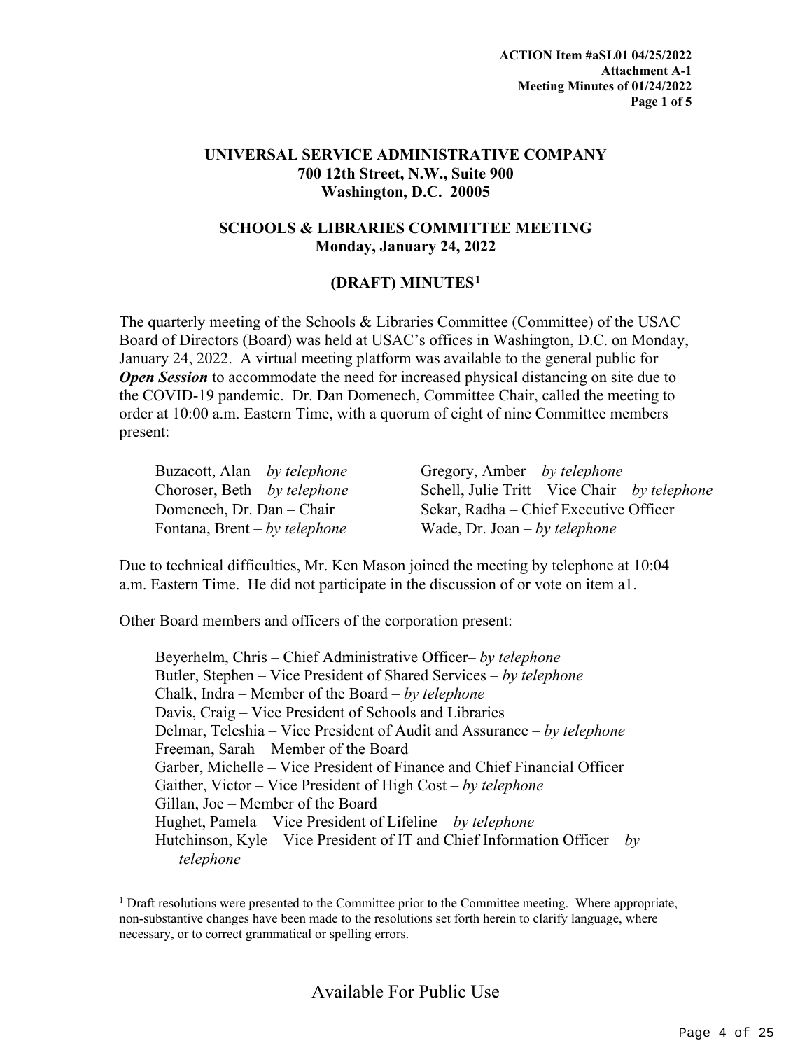**ACTION Item #aSL01 04/25/2022**
**Attachment A-1**
**Meeting Minutes of 01/24/2022**
**Page 1 of 5**

**UNIVERSAL SERVICE ADMINISTRATIVE COMPANY**
**700 12th Street, N.W., Suite 900**
**Washington, D.C. 20005**

**SCHOOLS & LIBRARIES COMMITTEE MEETING**
**Monday, January 24, 2022**

**(DRAFT) MINUTES[1]**

The quarterly meeting of the Schools & Libraries Committee (Committee) of the USAC Board of Directors (Board) was held at USAC's offices in Washington, D.C. on Monday, January 24, 2022. A virtual meeting platform was available to the general public for ***Open Session*** to accommodate the need for increased physical distancing on site due to the COVID-19 pandemic. Dr. Dan Domenech, Committee Chair, called the meeting to order at 10:00 a.m. Eastern Time, with a quorum of eight of nine Committee members present:

Buzacott, Alan – *by telephone*
Choroser, Beth – *by telephone*
Domenech, Dr. Dan – Chair
Fontana, Brent – *by telephone*
Gregory, Amber – *by telephone*
Schell, Julie Tritt – Vice Chair – *by telephone*
Sekar, Radha – Chief Executive Officer
Wade, Dr. Joan – *by telephone*

Due to technical difficulties, Mr. Ken Mason joined the meeting by telephone at 10:04 a.m. Eastern Time. He did not participate in the discussion of or vote on item a1.

Other Board members and officers of the corporation present:

Beyerhelm, Chris – Chief Administrative Officer– *by telephone*
Butler, Stephen – Vice President of Shared Services – *by telephone*
Chalk, Indra – Member of the Board – *by telephone*
Davis, Craig – Vice President of Schools and Libraries
Delmar, Teleshia – Vice President of Audit and Assurance – *by telephone*
Freeman, Sarah – Member of the Board
Garber, Michelle – Vice President of Finance and Chief Financial Officer
Gaither, Victor – Vice President of High Cost – *by telephone*
Gillan, Joe – Member of the Board
Hughet, Pamela – Vice President of Lifeline – *by telephone*
Hutchinson, Kyle – Vice President of IT and Chief Information Officer – *by telephone*

[1] Draft resolutions were presented to the Committee prior to the Committee meeting. Where appropriate, non-substantive changes have been made to the resolutions set forth herein to clarify language, where necessary, or to correct grammatical or spelling errors.

Available For Public Use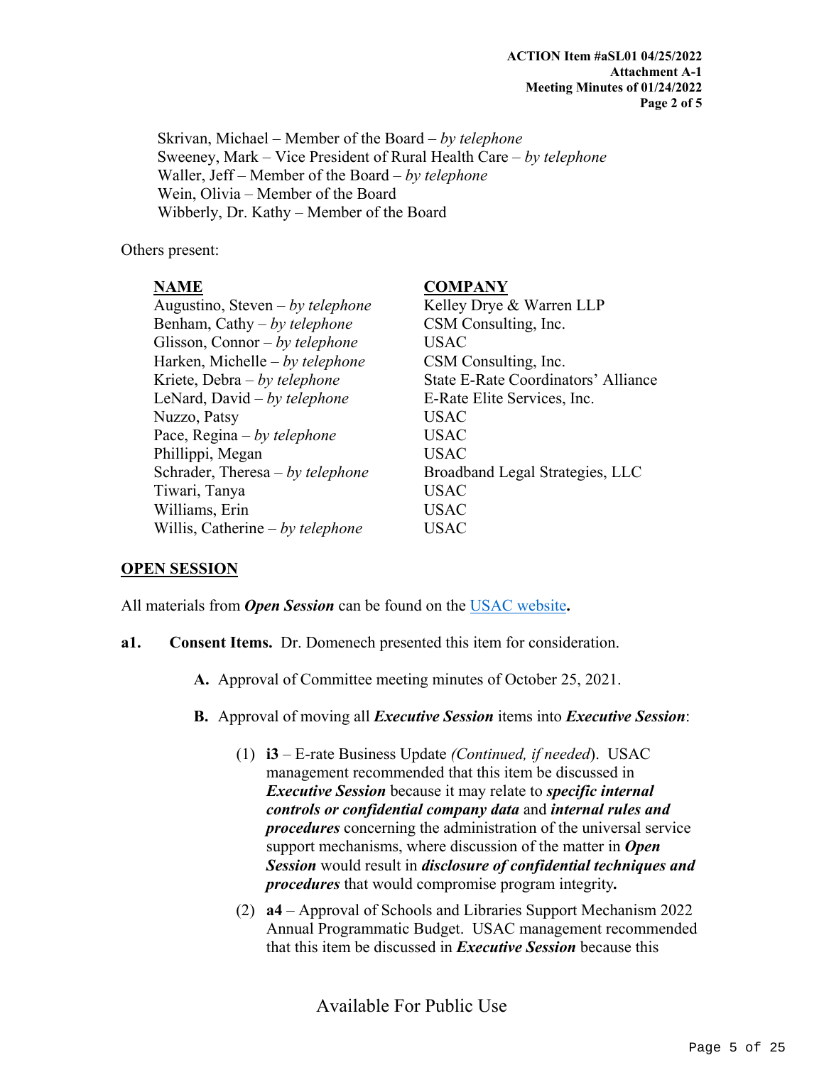Skrivan, Michael – Member of the Board – *by telephone*
Sweeney, Mark – Vice President of Rural Health Care – *by telephone*
Waller, Jeff – Member of the Board – *by telephone*
Wein, Olivia – Member of the Board
Wibberly, Dr. Kathy – Member of the Board

Others present:

| **NAME** | **COMPANY** |
|---|---|
| Augustino, Steven – *by telephone* | Kelley Drye & Warren LLP |
| Benham, Cathy – *by telephone* | CSM Consulting, Inc. |
| Glisson, Connor – *by telephone* | USAC |
| Harken, Michelle – *by telephone* | CSM Consulting, Inc. |
| Kriete, Debra – *by telephone* | State E-Rate Coordinators' Alliance |
| LeNard, David – *by telephone* | E-Rate Elite Services, Inc. |
| Nuzzo, Patsy | USAC |
| Pace, Regina – *by telephone* | USAC |
| Phillippi, Megan | USAC |
| Schrader, Theresa – *by telephone* | Broadband Legal Strategies, LLC |
| Tiwari, Tanya | USAC |
| Williams, Erin | USAC |
| Willis, Catherine – *by telephone* | USAC |

**OPEN SESSION**

All materials from ***Open Session*** can be found on the USAC website**.**

**a1. Consent Items.** Dr. Domenech presented this item for consideration.

**A.** Approval of Committee meeting minutes of October 25, 2021.

**B.** Approval of moving all ***Executive Session*** items into ***Executive Session***:

(1) **i3** – E-rate Business Update *(Continued, if needed*). USAC management recommended that this item be discussed in ***Executive Session*** because it may relate to ***specific internal controls or confidential company data*** and ***internal rules and procedures*** concerning the administration of the universal service support mechanisms, where discussion of the matter in ***Open Session*** would result in ***disclosure of confidential techniques and procedures*** that would compromise program integrity**.**

(2) **a4** – Approval of Schools and Libraries Support Mechanism 2022 Annual Programmatic Budget. USAC management recommended that this item be discussed in ***Executive Session*** because this

Available For Public Use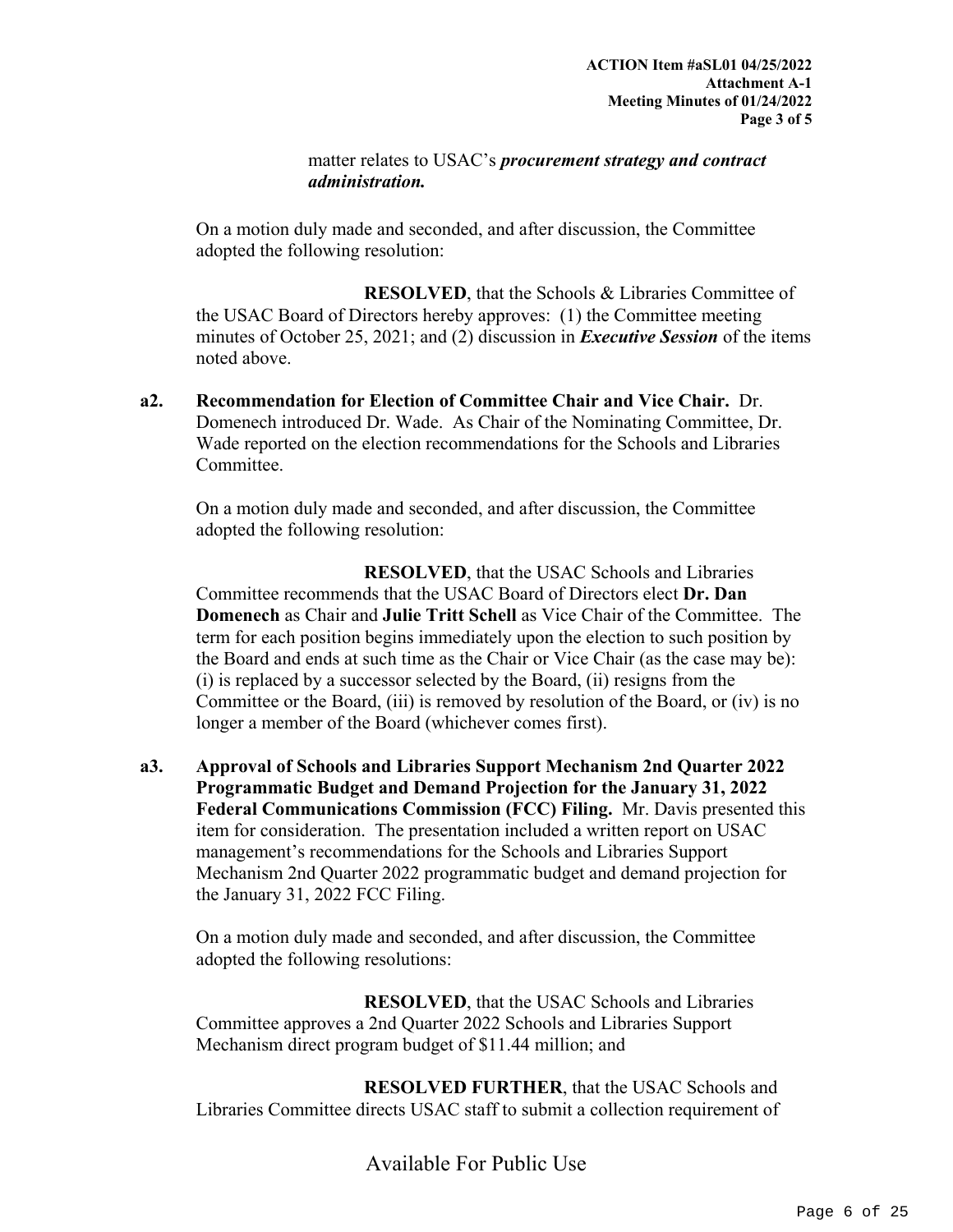matter relates to USAC's ***procurement strategy and contract administration.***

On a motion duly made and seconded, and after discussion, the Committee adopted the following resolution:

**RESOLVED**, that the Schools & Libraries Committee of the USAC Board of Directors hereby approves: (1) the Committee meeting minutes of October 25, 2021; and (2) discussion in ***Executive Session*** of the items noted above.

**a2. Recommendation for Election of Committee Chair and Vice Chair.** Dr. Domenech introduced Dr. Wade. As Chair of the Nominating Committee, Dr. Wade reported on the election recommendations for the Schools and Libraries Committee.

On a motion duly made and seconded, and after discussion, the Committee adopted the following resolution:

**RESOLVED**, that the USAC Schools and Libraries Committee recommends that the USAC Board of Directors elect **Dr. Dan Domenech** as Chair and **Julie Tritt Schell** as Vice Chair of the Committee. The term for each position begins immediately upon the election to such position by the Board and ends at such time as the Chair or Vice Chair (as the case may be): (i) is replaced by a successor selected by the Board, (ii) resigns from the Committee or the Board, (iii) is removed by resolution of the Board, or (iv) is no longer a member of the Board (whichever comes first).

**a3. Approval of Schools and Libraries Support Mechanism 2nd Quarter 2022 Programmatic Budget and Demand Projection for the January 31, 2022 Federal Communications Commission (FCC) Filing.** Mr. Davis presented this item for consideration. The presentation included a written report on USAC management's recommendations for the Schools and Libraries Support Mechanism 2nd Quarter 2022 programmatic budget and demand projection for the January 31, 2022 FCC Filing.

On a motion duly made and seconded, and after discussion, the Committee adopted the following resolutions:

**RESOLVED**, that the USAC Schools and Libraries Committee approves a 2nd Quarter 2022 Schools and Libraries Support Mechanism direct program budget of $11.44 million; and

**RESOLVED FURTHER**, that the USAC Schools and Libraries Committee directs USAC staff to submit a collection requirement of

Available For Public Use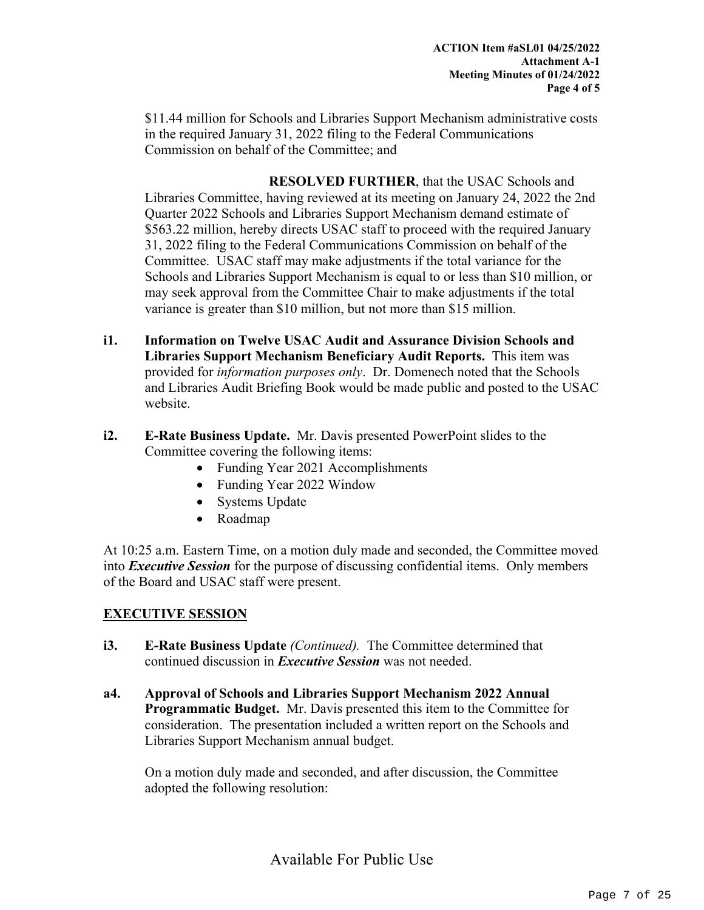$11.44 million for Schools and Libraries Support Mechanism administrative costs in the required January 31, 2022 filing to the Federal Communications Commission on behalf of the Committee; and

**RESOLVED FURTHER**, that the USAC Schools and Libraries Committee, having reviewed at its meeting on January 24, 2022 the 2nd Quarter 2022 Schools and Libraries Support Mechanism demand estimate of $563.22 million, hereby directs USAC staff to proceed with the required January 31, 2022 filing to the Federal Communications Commission on behalf of the Committee. USAC staff may make adjustments if the total variance for the Schools and Libraries Support Mechanism is equal to or less than $10 million, or may seek approval from the Committee Chair to make adjustments if the total variance is greater than $10 million, but not more than $15 million.

**i1. Information on Twelve USAC Audit and Assurance Division Schools and Libraries Support Mechanism Beneficiary Audit Reports.** This item was provided for *information purposes only*. Dr. Domenech noted that the Schools and Libraries Audit Briefing Book would be made public and posted to the USAC website.

**i2. E-Rate Business Update.** Mr. Davis presented PowerPoint slides to the Committee covering the following items:

- Funding Year 2021 Accomplishments
- Funding Year 2022 Window
- Systems Update
- Roadmap

At 10:25 a.m. Eastern Time, on a motion duly made and seconded, the Committee moved into ***Executive Session*** for the purpose of discussing confidential items. Only members of the Board and USAC staff were present.

## EXECUTIVE SESSION

**i3. E-Rate Business Update** *(Continued).* The Committee determined that continued discussion in ***Executive Session*** was not needed.

**a4. Approval of Schools and Libraries Support Mechanism 2022 Annual Programmatic Budget.** Mr. Davis presented this item to the Committee for consideration. The presentation included a written report on the Schools and Libraries Support Mechanism annual budget.

On a motion duly made and seconded, and after discussion, the Committee adopted the following resolution:

Available For Public Use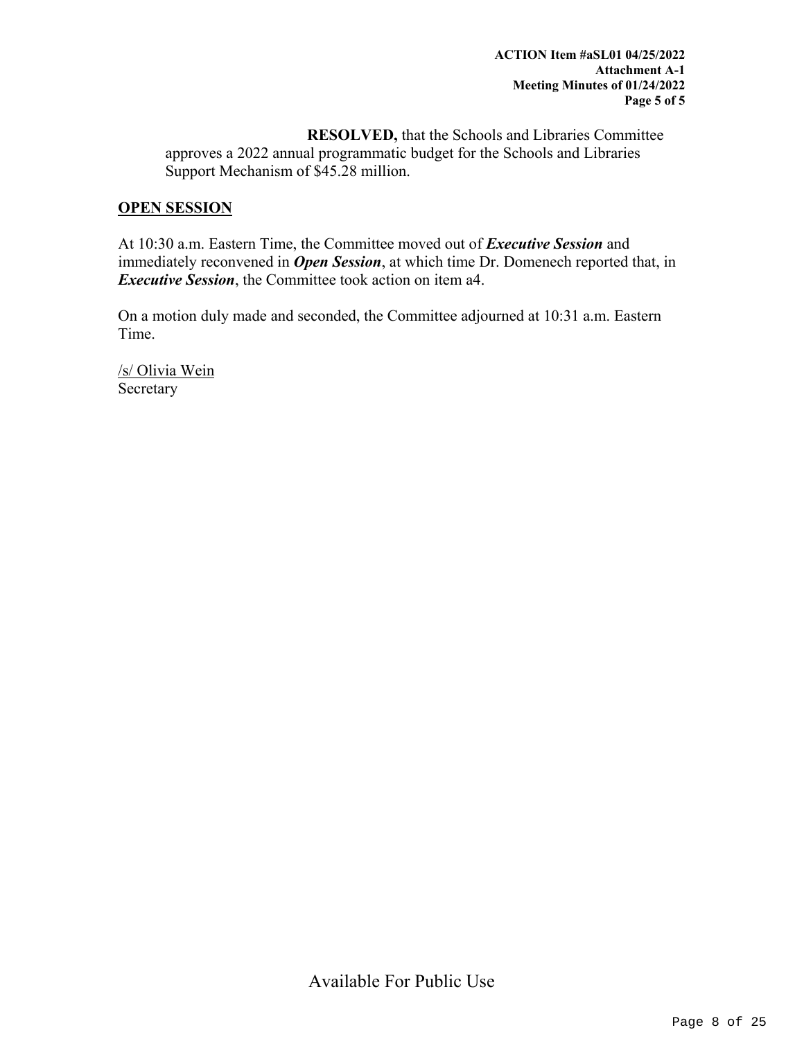**RESOLVED,** that the Schools and Libraries Committee approves a 2022 annual programmatic budget for the Schools and Libraries Support Mechanism of $45.28 million.

**OPEN SESSION**

At 10:30 a.m. Eastern Time, the Committee moved out of ***Executive Session*** and immediately reconvened in ***Open Session***, at which time Dr. Domenech reported that, in ***Executive Session***, the Committee took action on item a4.

On a motion duly made and seconded, the Committee adjourned at 10:31 a.m. Eastern Time.

/s/ Olivia Wein
Secretary

Available For Public Use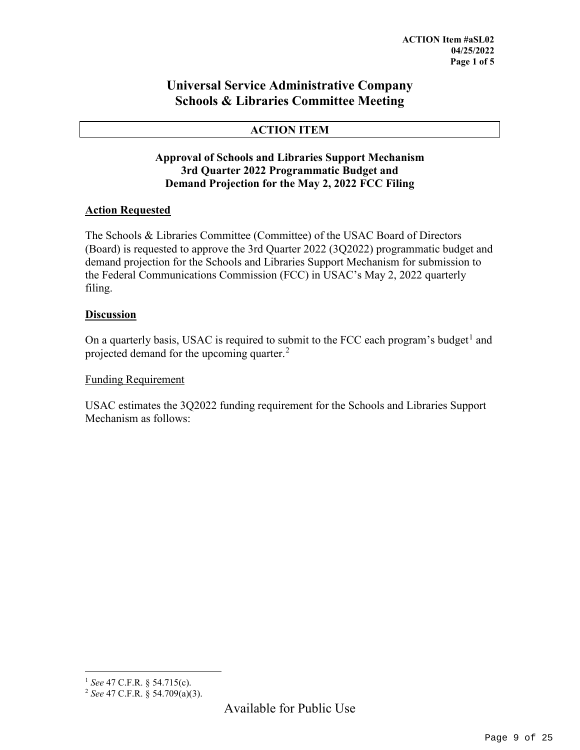**ACTION Item #aSL02**
**04/25/2022**

# Universal Service Administrative Company
# Schools & Libraries Committee Meeting

| ACTION ITEM |
| --- |

### Approval of Schools and Libraries Support Mechanism 3rd Quarter 2022 Programmatic Budget and Demand Projection for the May 2, 2022 FCC Filing

**Action Requested**

The Schools & Libraries Committee (Committee) of the USAC Board of Directors (Board) is requested to approve the 3rd Quarter 2022 (3Q2022) programmatic budget and demand projection for the Schools and Libraries Support Mechanism for submission to the Federal Communications Commission (FCC) in USAC's May 2, 2022 quarterly filing.

**Discussion**

On a quarterly basis, USAC is required to submit to the FCC each program's budget[1] and projected demand for the upcoming quarter.[2]

Funding Requirement

USAC estimates the 3Q2022 funding requirement for the Schools and Libraries Support Mechanism as follows:

[1] *See* 47 C.F.R. § 54.715(c).

[2] *See* 47 C.F.R. § 54.709(a)(3).

Available for Public Use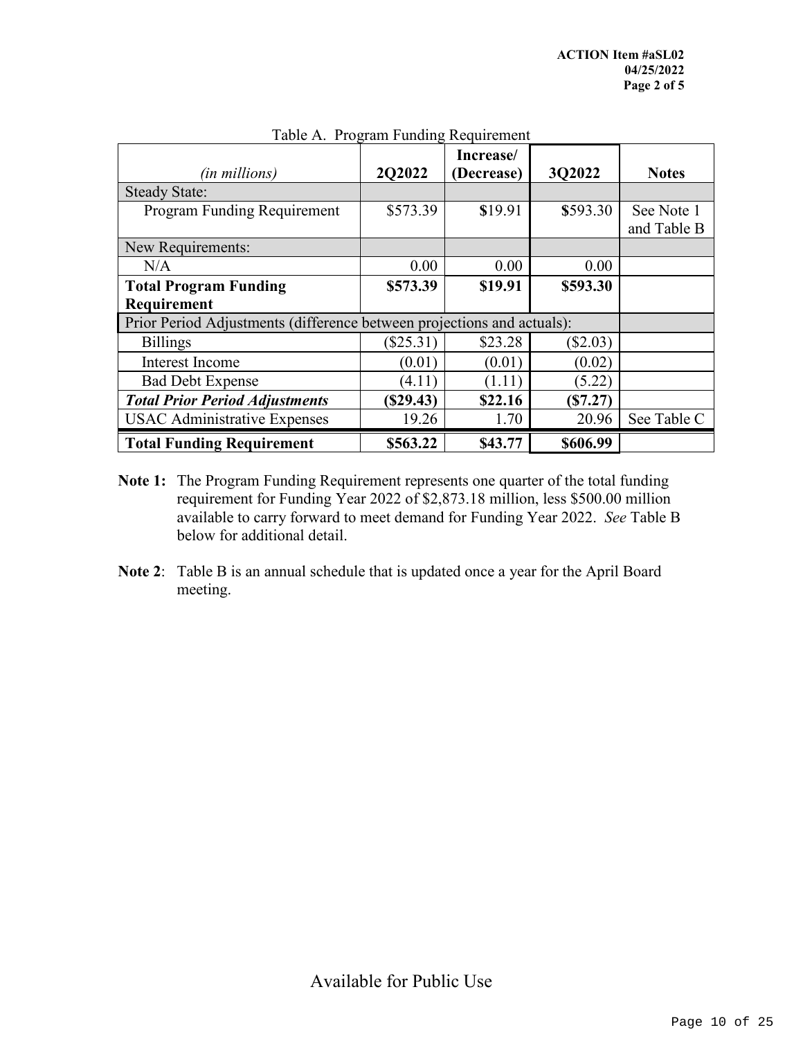Table A. Program Funding Requirement

| *(in millions)* | **2Q2022** | **Increase/ (Decrease)** | **3Q2022** | **Notes** |
|---|---|---|---|---|
| Steady State: | | | | |
| Program Funding Requirement | $573.39 | $19.91 | $593.30 | See Note 1 and Table B |
| New Requirements: | | | | |
| N/A | 0.00 | 0.00 | 0.00 | |
| **Total Program Funding Requirement** | **$573.39** | **$19.91** | **$593.30** | |
| Prior Period Adjustments (difference between projections and actuals): | | | | |
| Billings | ($25.31) | $23.28 | ($2.03) | |
| Interest Income | (0.01) | (0.01) | (0.02) | |
| Bad Debt Expense | (4.11) | (1.11) | (5.22) | |
| ***Total Prior Period Adjustments*** | **($29.43)** | **$22.16** | **($7.27)** | |
| USAC Administrative Expenses | 19.26 | 1.70 | 20.96 | See Table C |
| **Total Funding Requirement** | **$563.22** | **$43.77** | **$606.99** | |

**Note 1:** The Program Funding Requirement represents one quarter of the total funding requirement for Funding Year 2022 of $2,873.18 million, less $500.00 million available to carry forward to meet demand for Funding Year 2022. *See* Table B below for additional detail.

**Note 2**: Table B is an annual schedule that is updated once a year for the April Board meeting.

Available for Public Use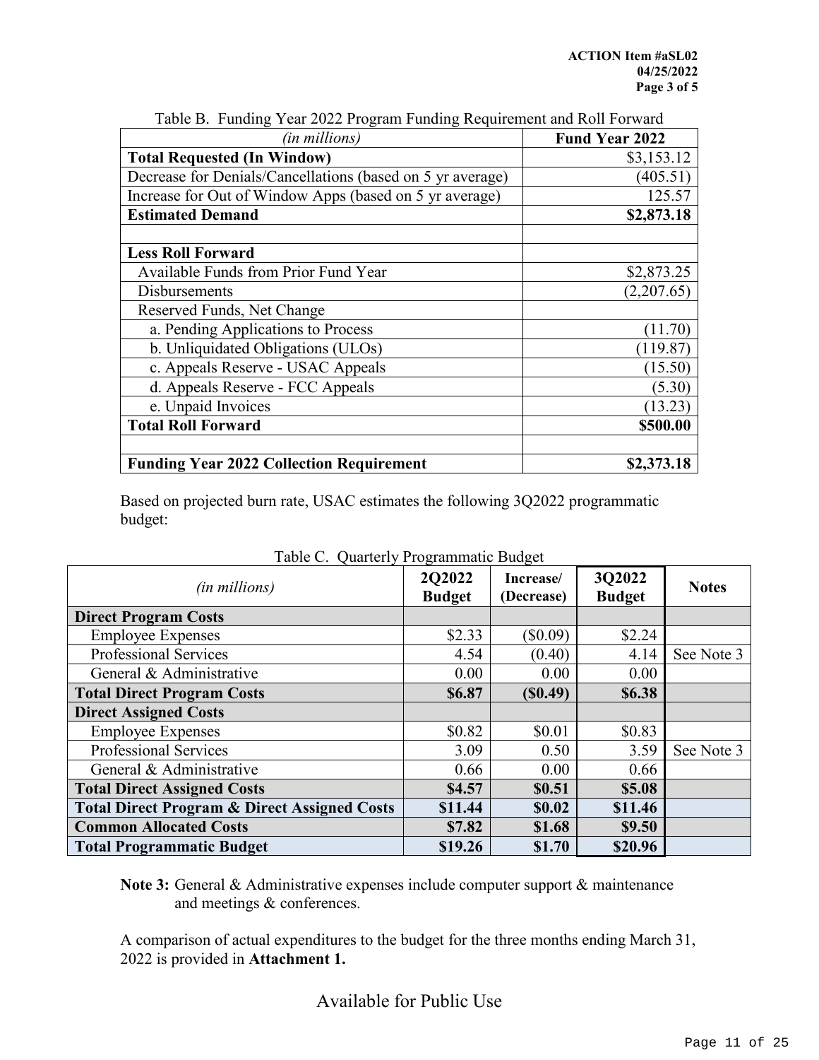Table B. Funding Year 2022 Program Funding Requirement and Roll Forward

| *(in millions)* | **Fund Year 2022** |
|---|---|
| **Total Requested (In Window)** | $3,153.12 |
| Decrease for Denials/Cancellations (based on 5 yr average) | (405.51) |
| Increase for Out of Window Apps (based on 5 yr average) | 125.57 |
| **Estimated Demand** | **$2,873.18** |
| | |
| **Less Roll Forward** | |
| Available Funds from Prior Fund Year | $2,873.25 |
| Disbursements | (2,207.65) |
| Reserved Funds, Net Change | |
| a. Pending Applications to Process | (11.70) |
| b. Unliquidated Obligations (ULOs) | (119.87) |
| c. Appeals Reserve - USAC Appeals | (15.50) |
| d. Appeals Reserve - FCC Appeals | (5.30) |
| e. Unpaid Invoices | (13.23) |
| **Total Roll Forward** | **$500.00** |
| | |
| **Funding Year 2022 Collection Requirement** | **$2,373.18** |

Based on projected burn rate, USAC estimates the following 3Q2022 programmatic budget:

Table C. Quarterly Programmatic Budget

| *(in millions)* | **2Q2022 Budget** | **Increase/ (Decrease)** | **3Q2022 Budget** | **Notes** |
|---|---|---|---|---|
| **Direct Program Costs** | | | | |
| Employee Expenses | $2.33 | ($0.09) | $2.24 | |
| Professional Services | 4.54 | (0.40) | 4.14 | See Note 3 |
| General & Administrative | 0.00 | 0.00 | 0.00 | |
| **Total Direct Program Costs** | **$6.87** | **($0.49)** | **$6.38** | |
| **Direct Assigned Costs** | | | | |
| Employee Expenses | $0.82 | $0.01 | $0.83 | |
| Professional Services | 3.09 | 0.50 | 3.59 | See Note 3 |
| General & Administrative | 0.66 | 0.00 | 0.66 | |
| **Total Direct Assigned Costs** | **$4.57** | **$0.51** | **$5.08** | |
| **Total Direct Program & Direct Assigned Costs** | **$11.44** | **$0.02** | **$11.46** | |
| **Common Allocated Costs** | **$7.82** | **$1.68** | **$9.50** | |
| **Total Programmatic Budget** | **$19.26** | **$1.70** | **$20.96** | |

**Note 3:** General & Administrative expenses include computer support & maintenance and meetings & conferences.

A comparison of actual expenditures to the budget for the three months ending March 31, 2022 is provided in **Attachment 1.**

Available for Public Use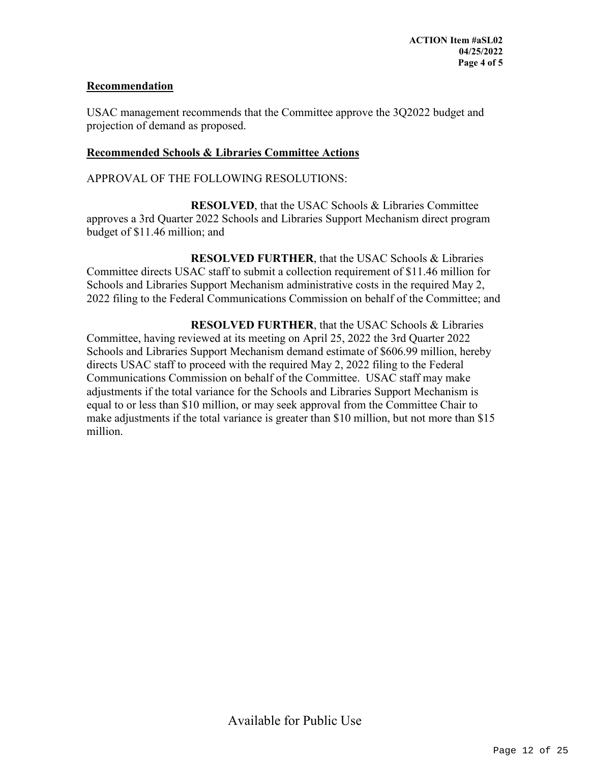## Recommendation

USAC management recommends that the Committee approve the 3Q2022 budget and projection of demand as proposed.

## Recommended Schools & Libraries Committee Actions

APPROVAL OF THE FOLLOWING RESOLUTIONS:

**RESOLVED**, that the USAC Schools & Libraries Committee approves a 3rd Quarter 2022 Schools and Libraries Support Mechanism direct program budget of $11.46 million; and

**RESOLVED FURTHER**, that the USAC Schools & Libraries Committee directs USAC staff to submit a collection requirement of $11.46 million for Schools and Libraries Support Mechanism administrative costs in the required May 2, 2022 filing to the Federal Communications Commission on behalf of the Committee; and

**RESOLVED FURTHER**, that the USAC Schools & Libraries Committee, having reviewed at its meeting on April 25, 2022 the 3rd Quarter 2022 Schools and Libraries Support Mechanism demand estimate of $606.99 million, hereby directs USAC staff to proceed with the required May 2, 2022 filing to the Federal Communications Commission on behalf of the Committee. USAC staff may make adjustments if the total variance for the Schools and Libraries Support Mechanism is equal to or less than $10 million, or may seek approval from the Committee Chair to make adjustments if the total variance is greater than $10 million, but not more than $15 million.

Available for Public Use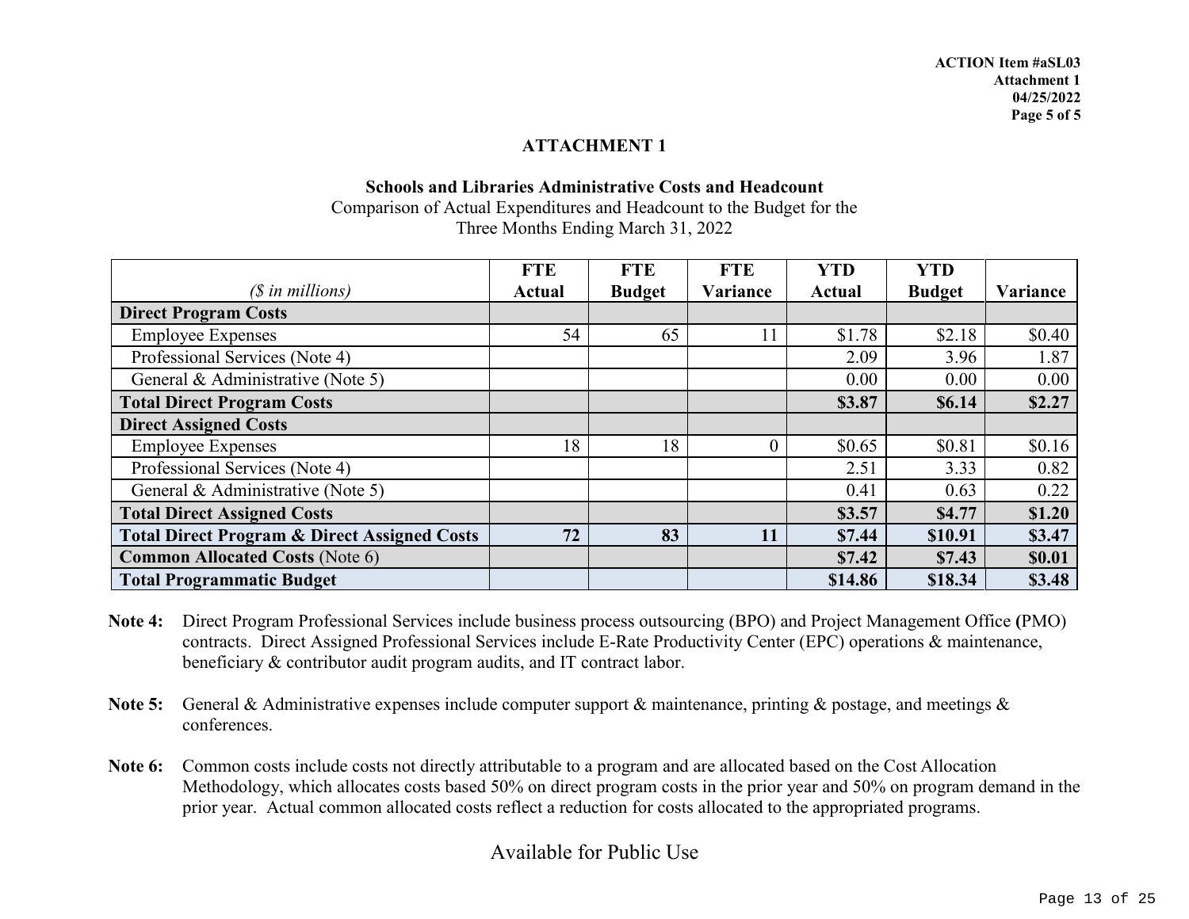ACTION Item #aSL03
Attachment 1
04/25/2022

## ATTACHMENT 1

### Schools and Libraries Administrative Costs and Headcount

Comparison of Actual Expenditures and Headcount to the Budget for the
Three Months Ending March 31, 2022

| *($ in millions)* | FTE Actual | FTE Budget | FTE Variance | YTD Actual | YTD Budget | Variance |
|---|---|---|---|---|---|---|
| **Direct Program Costs** | | | | | | |
| Employee Expenses | 54 | 65 | 11 | $1.78 | $2.18 | $0.40 |
| Professional Services (Note 4) | | | | 2.09 | 3.96 | 1.87 |
| General & Administrative (Note 5) | | | | 0.00 | 0.00 | 0.00 |
| **Total Direct Program Costs** | | | | **$3.87** | **$6.14** | **$2.27** |
| **Direct Assigned Costs** | | | | | | |
| Employee Expenses | 18 | 18 | 0 | $0.65 | $0.81 | $0.16 |
| Professional Services (Note 4) | | | | 2.51 | 3.33 | 0.82 |
| General & Administrative (Note 5) | | | | 0.41 | 0.63 | 0.22 |
| **Total Direct Assigned Costs** | | | | **$3.57** | **$4.77** | **$1.20** |
| **Total Direct Program & Direct Assigned Costs** | **72** | **83** | **11** | **$7.44** | **$10.91** | **$3.47** |
| **Common Allocated Costs** (Note 6) | | | | **$7.42** | **$7.43** | **$0.01** |
| **Total Programmatic Budget** | | | | **$14.86** | **$18.34** | **$3.48** |

**Note 4:** Direct Program Professional Services include business process outsourcing (BPO) and Project Management Office (PMO) contracts. Direct Assigned Professional Services include E-Rate Productivity Center (EPC) operations & maintenance, beneficiary & contributor audit program audits, and IT contract labor.

**Note 5:** General & Administrative expenses include computer support & maintenance, printing & postage, and meetings & conferences.

**Note 6:** Common costs include costs not directly attributable to a program and are allocated based on the Cost Allocation Methodology, which allocates costs based 50% on direct program costs in the prior year and 50% on program demand in the prior year. Actual common allocated costs reflect a reduction for costs allocated to the appropriated programs.

Available for Public Use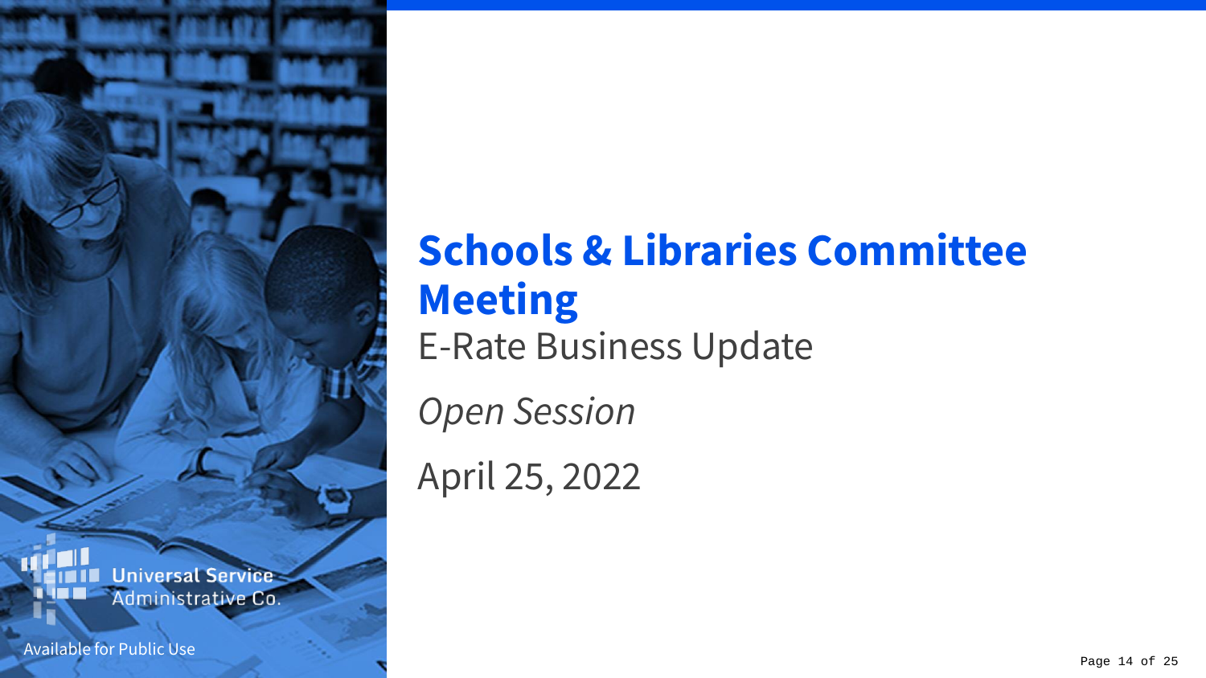# Schools & Libraries Committee Meeting

E-Rate Business Update

*Open Session*

April 25, 2022

Universal Service Administrative Co.

Available for Public Use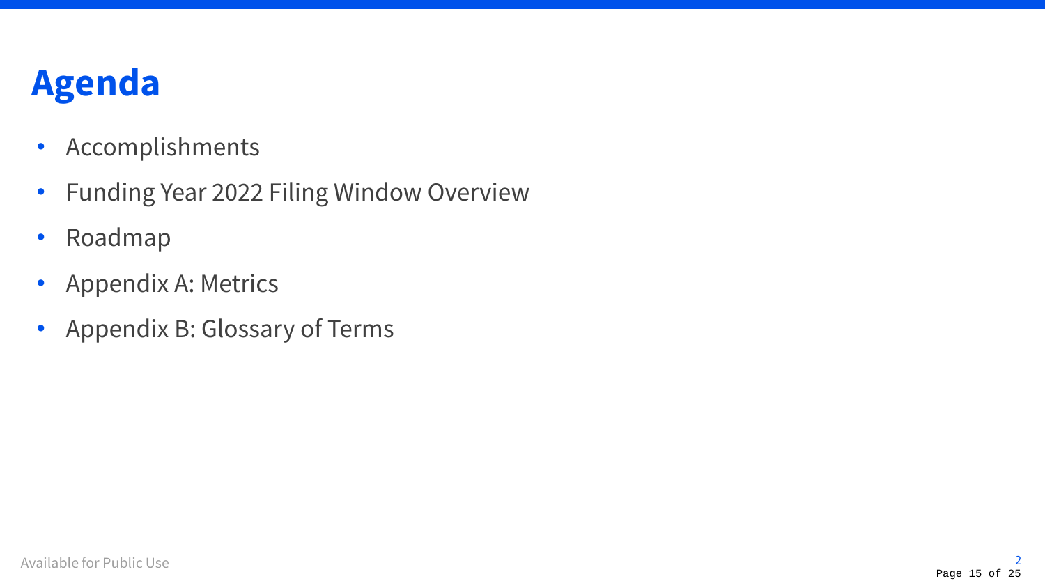# Agenda

- Accomplishments
- Funding Year 2022 Filing Window Overview
- Roadmap
- Appendix A: Metrics
- Appendix B: Glossary of Terms

Available for Public Use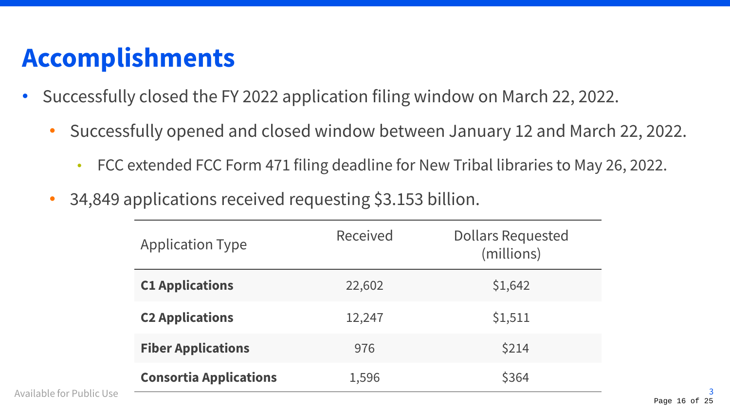# Accomplishments

- Successfully closed the FY 2022 application filing window on March 22, 2022.
  - Successfully opened and closed window between January 12 and March 22, 2022.
    - FCC extended FCC Form 471 filing deadline for New Tribal libraries to May 26, 2022.
  - 34,849 applications received requesting $3.153 billion.

| Application Type | Received | Dollars Requested (millions) |
|---|---|---|
| **C1 Applications** | 22,602 | $1,642 |
| **C2 Applications** | 12,247 | $1,511 |
| **Fiber Applications** | 976 | $214 |
| **Consortia Applications** | 1,596 | $364 |

Available for Public Use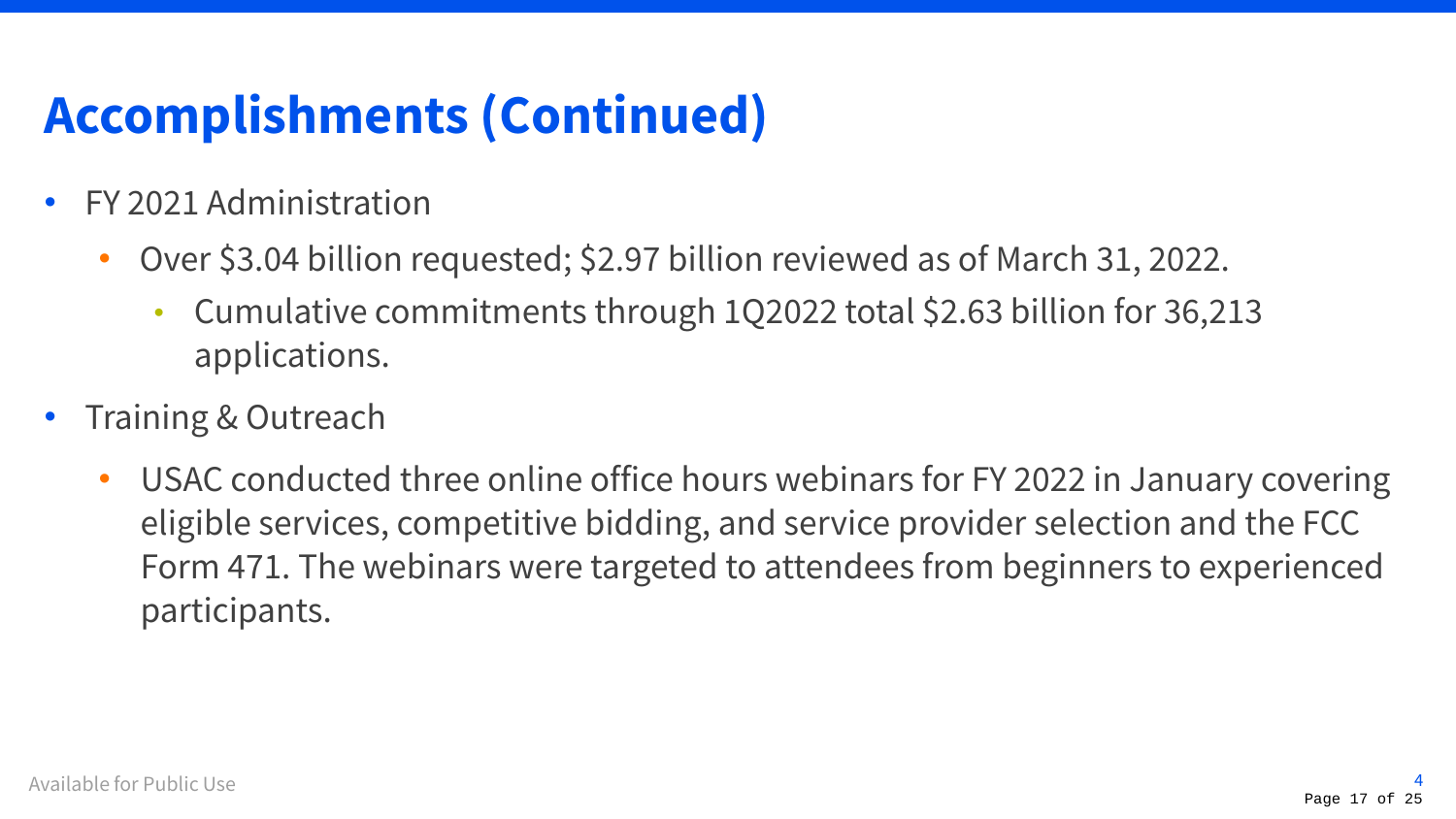# Accomplishments (Continued)

- FY 2021 Administration
  - Over $3.04 billion requested; $2.97 billion reviewed as of March 31, 2022.
    - Cumulative commitments through 1Q2022 total $2.63 billion for 36,213 applications.
- Training & Outreach
  - USAC conducted three online office hours webinars for FY 2022 in January covering eligible services, competitive bidding, and service provider selection and the FCC Form 471. The webinars were targeted to attendees from beginners to experienced participants.

Available for Public Use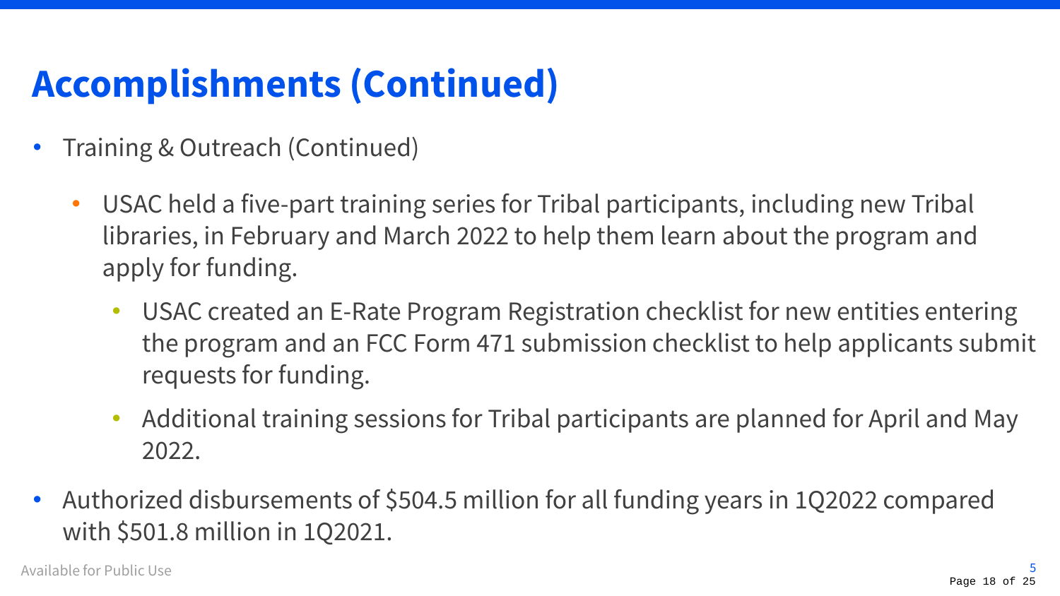# Accomplishments (Continued)

- Training & Outreach (Continued)
  - USAC held a five-part training series for Tribal participants, including new Tribal libraries, in February and March 2022 to help them learn about the program and apply for funding.
    - USAC created an E-Rate Program Registration checklist for new entities entering the program and an FCC Form 471 submission checklist to help applicants submit requests for funding.
    - Additional training sessions for Tribal participants are planned for April and May 2022.
- Authorized disbursements of $504.5 million for all funding years in 1Q2022 compared with $501.8 million in 1Q2021.

Available for Public Use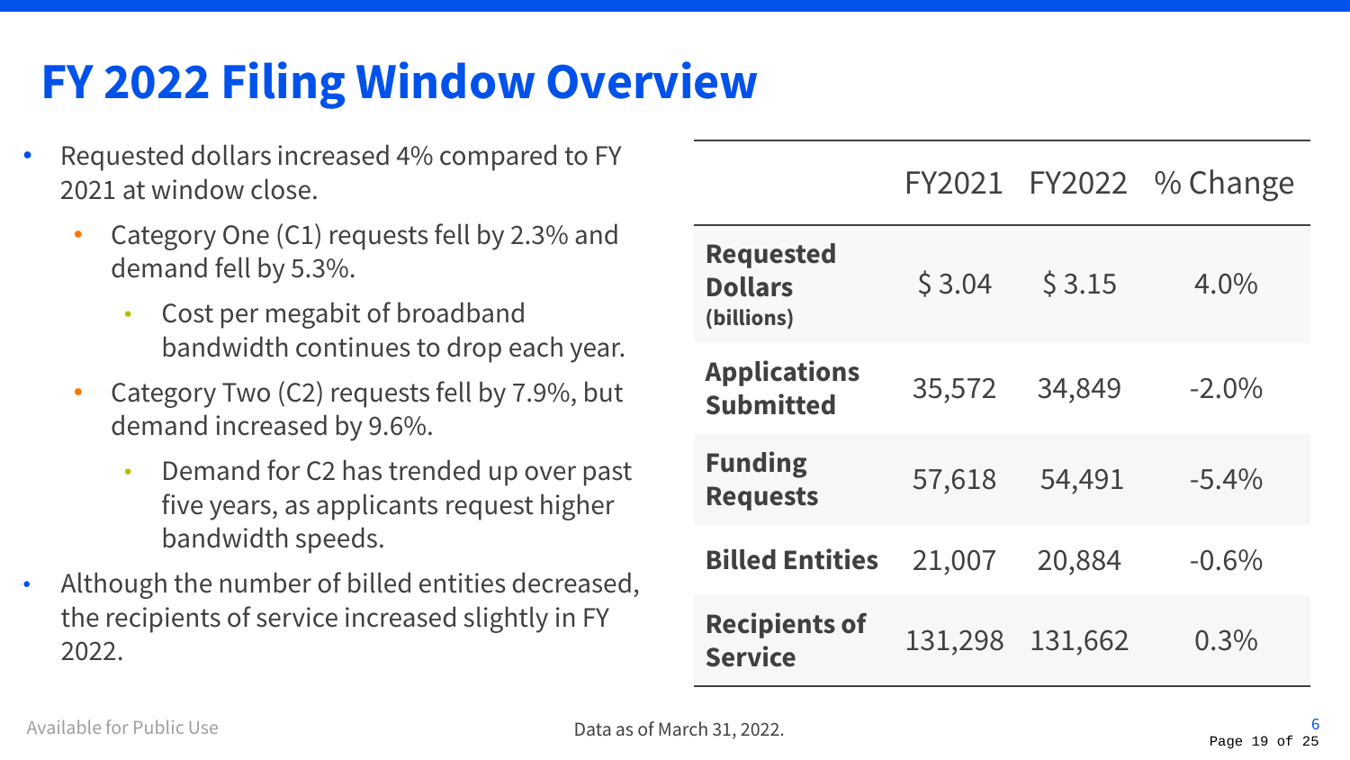# FY 2022 Filing Window Overview

- Requested dollars increased 4% compared to FY 2021 at window close.
  - Category One (C1) requests fell by 2.3% and demand fell by 5.3%.
    - Cost per megabit of broadband bandwidth continues to drop each year.
  - Category Two (C2) requests fell by 7.9%, but demand increased by 9.6%.
    - Demand for C2 has trended up over past five years, as applicants request higher bandwidth speeds.
- Although the number of billed entities decreased, the recipients of service increased slightly in FY 2022.

| | FY2021 | FY2022 | % Change |
|---|---|---|---|
| **Requested Dollars (billions)** | $ 3.04 | $ 3.15 | 4.0% |
| **Applications Submitted** | 35,572 | 34,849 | -2.0% |
| **Funding Requests** | 57,618 | 54,491 | -5.4% |
| **Billed Entities** | 21,007 | 20,884 | -0.6% |
| **Recipients of Service** | 131,298 | 131,662 | 0.3% |

Available for Public Use

Data as of March 31, 2022.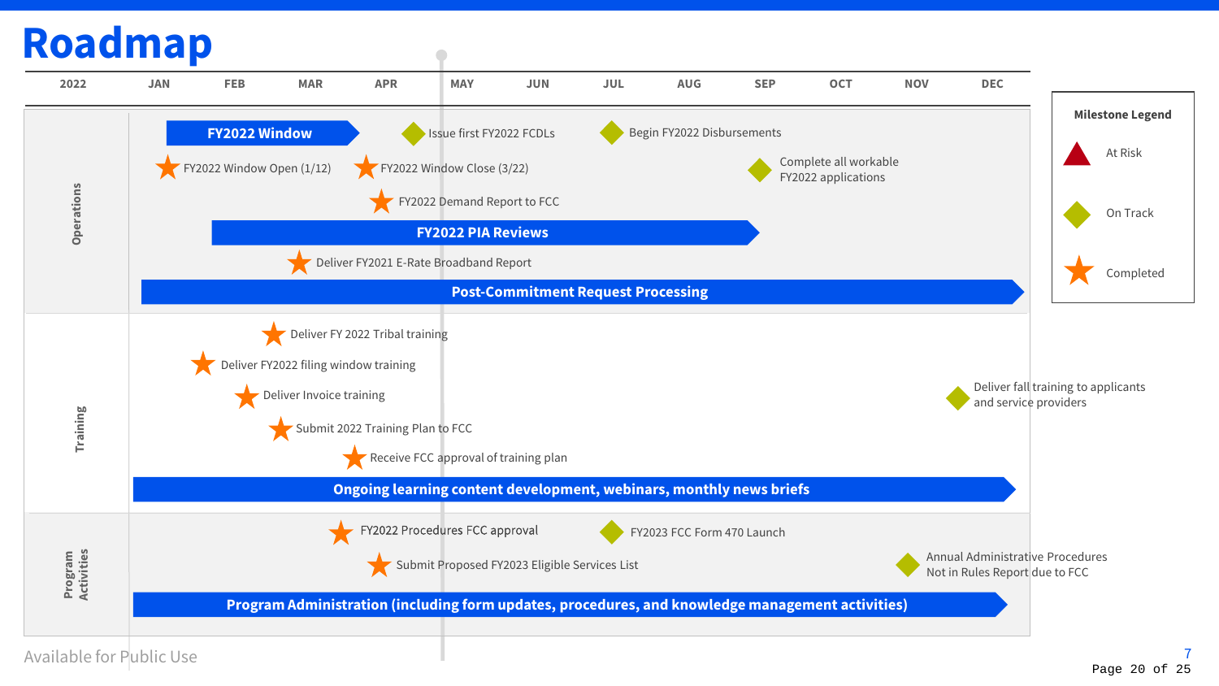# Roadmap

**2022:** JAN | FEB | MAR | APR | MAY | JUN | JUL | AUG | SEP | OCT | NOV | DEC

**Milestone Legend**
- At Risk (red triangle)
- On Track (green diamond)
- Completed (orange star)

## Operations

- **FY2022 Window** (JAN – APR)
- FY2022 Window Open (1/12) — Completed
- FY2022 Window Close (3/22) — Completed
- Issue first FY2022 FCDLs — On Track
- Begin FY2022 Disbursements — On Track
- Complete all workable FY2022 applications — On Track
- FY2022 Demand Report to FCC — Completed
- **FY2022 PIA Reviews** (FEB – SEP)
- Deliver FY2021 E-Rate Broadband Report — Completed
- **Post-Commitment Request Processing** (JAN – DEC)

## Training

- Deliver FY 2022 Tribal training — Completed
- Deliver FY2022 filing window training — Completed
- Deliver Invoice training — Completed
- Deliver fall training to applicants and service providers — On Track
- Submit 2022 Training Plan to FCC — Completed
- Receive FCC approval of training plan — Completed
- **Ongoing learning content development, webinars, monthly news briefs** (JAN – DEC)

## Program Activities

- FY2022 Procedures FCC approval — Completed
- FY2023 FCC Form 470 Launch — On Track
- Submit Proposed FY2023 Eligible Services List — Completed
- Annual Administrative Procedures Not in Rules Report due to FCC — On Track
- **Program Administration (including form updates, procedures, and knowledge management activities)** (JAN – DEC)

Available for Public Use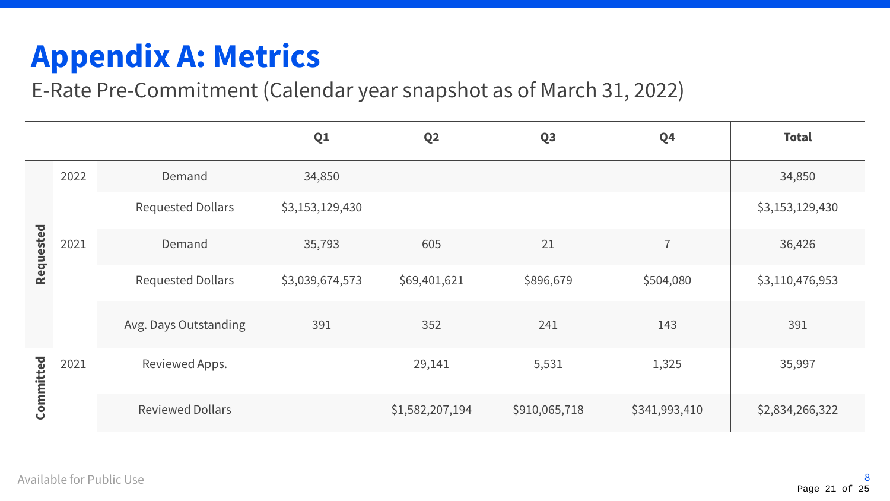# Appendix A: Metrics

E-Rate Pre-Commitment (Calendar year snapshot as of March 31, 2022)

| | | | Q1 | Q2 | Q3 | Q4 | Total |
|---|---|---|---|---|---|---|---|
| Requested | 2022 | Demand | 34,850 | | | | 34,850 |
| | | Requested Dollars | $3,153,129,430 | | | | $3,153,129,430 |
| | 2021 | Demand | 35,793 | 605 | 21 | 7 | 36,426 |
| | | Requested Dollars | $3,039,674,573 | $69,401,621 | $896,679 | $504,080 | $3,110,476,953 |
| | | Avg. Days Outstanding | 391 | 352 | 241 | 143 | 391 |
| Committed | 2021 | Reviewed Apps. | | 29,141 | 5,531 | 1,325 | 35,997 |
| | | Reviewed Dollars | | $1,582,207,194 | $910,065,718 | $341,993,410 | $2,834,266,322 |

Available for Public Use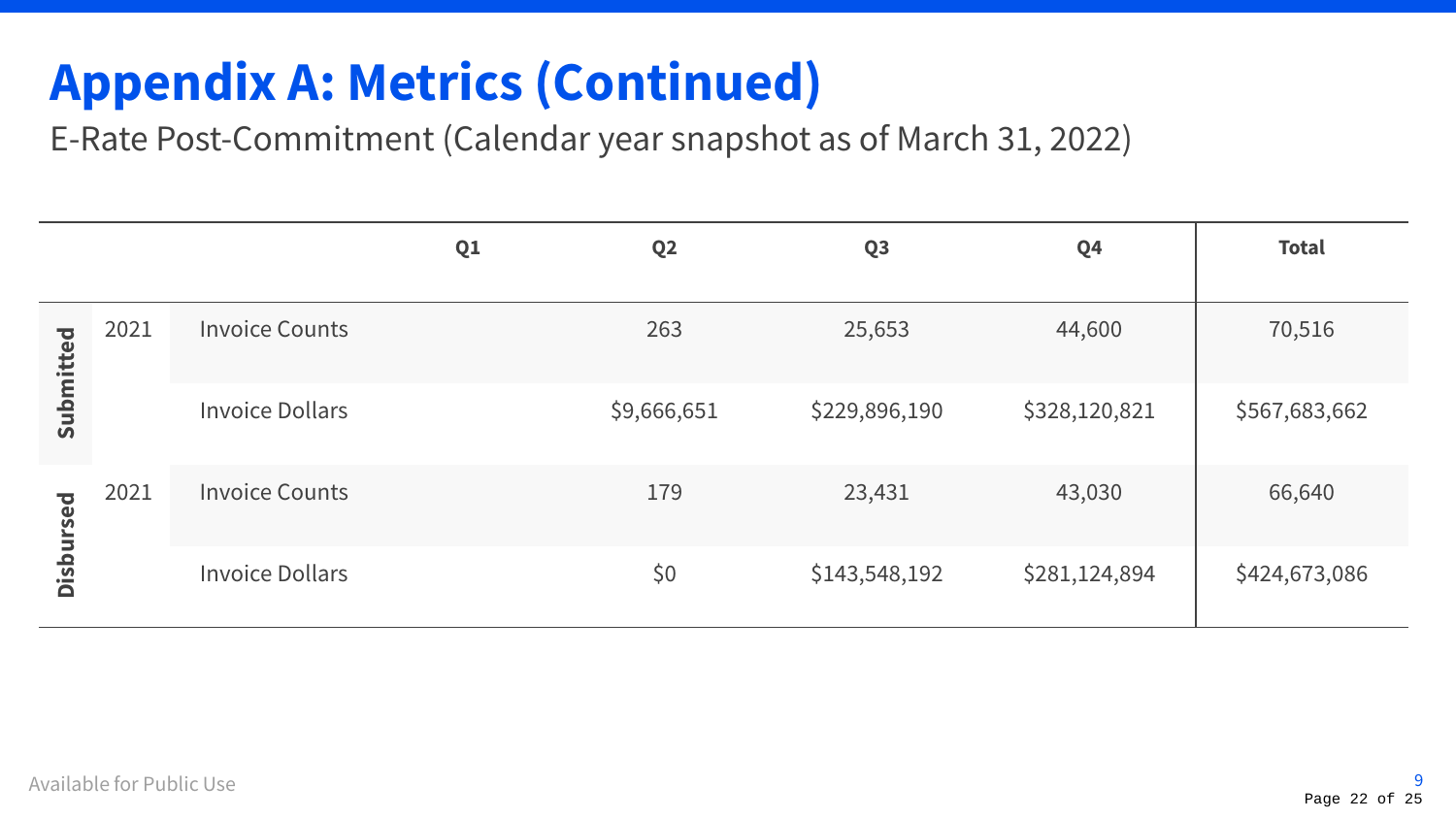# Appendix A: Metrics (Continued)

E-Rate Post-Commitment (Calendar year snapshot as of March 31, 2022)

| | | | Q1 | Q2 | Q3 | Q4 | Total |
|---|---|---|---|---|---|---|---|
| **Submitted** | 2021 | Invoice Counts | | 263 | 25,653 | 44,600 | 70,516 |
| | | Invoice Dollars | | $9,666,651 | $229,896,190 | $328,120,821 | $567,683,662 |
| **Disbursed** | 2021 | Invoice Counts | | 179 | 23,431 | 43,030 | 66,640 |
| | | Invoice Dollars | | $0 | $143,548,192 | $281,124,894 | $424,673,086 |

Available for Public Use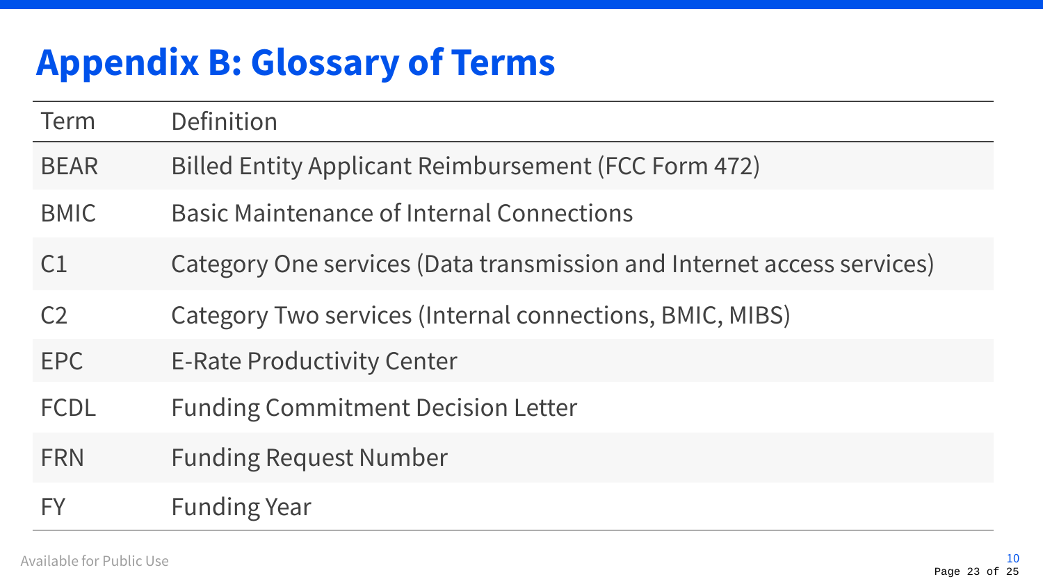# Appendix B: Glossary of Terms

| Term | Definition |
|---|---|
| BEAR | Billed Entity Applicant Reimbursement (FCC Form 472) |
| BMIC | Basic Maintenance of Internal Connections |
| C1 | Category One services (Data transmission and Internet access services) |
| C2 | Category Two services (Internal connections, BMIC, MIBS) |
| EPC | E-Rate Productivity Center |
| FCDL | Funding Commitment Decision Letter |
| FRN | Funding Request Number |
| FY | Funding Year |

Available for Public Use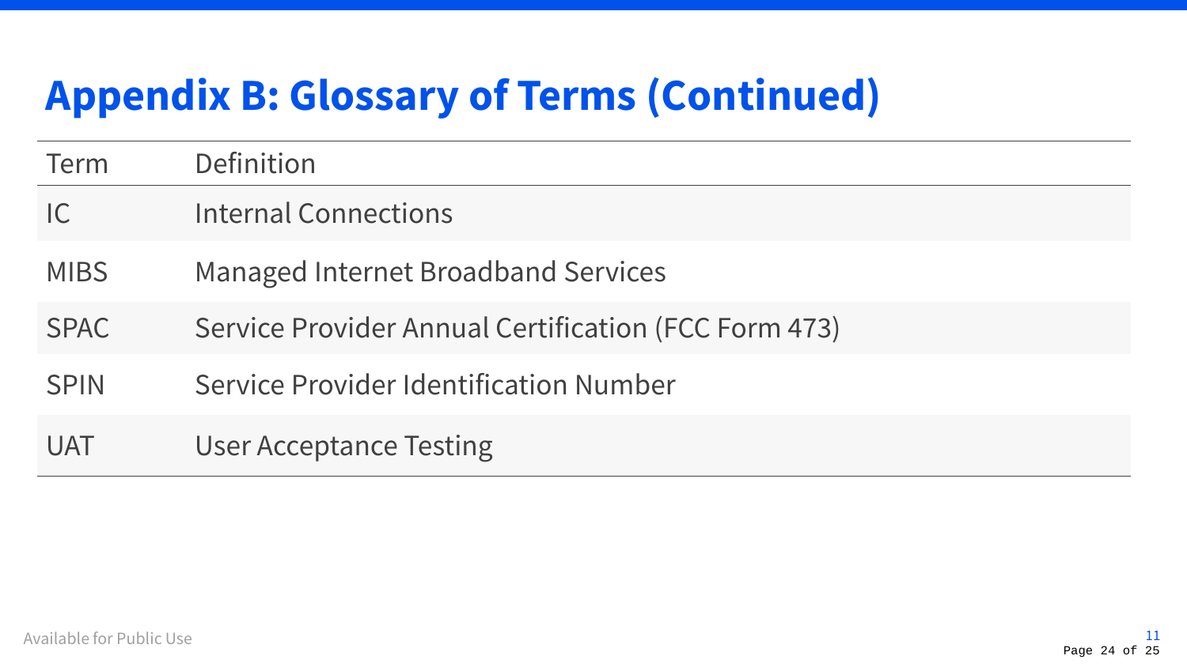# Appendix B: Glossary of Terms (Continued)

| Term | Definition |
| --- | --- |
| IC | Internal Connections |
| MIBS | Managed Internet Broadband Services |
| SPAC | Service Provider Annual Certification (FCC Form 473) |
| SPIN | Service Provider Identification Number |
| UAT | User Acceptance Testing |

Available for Public Use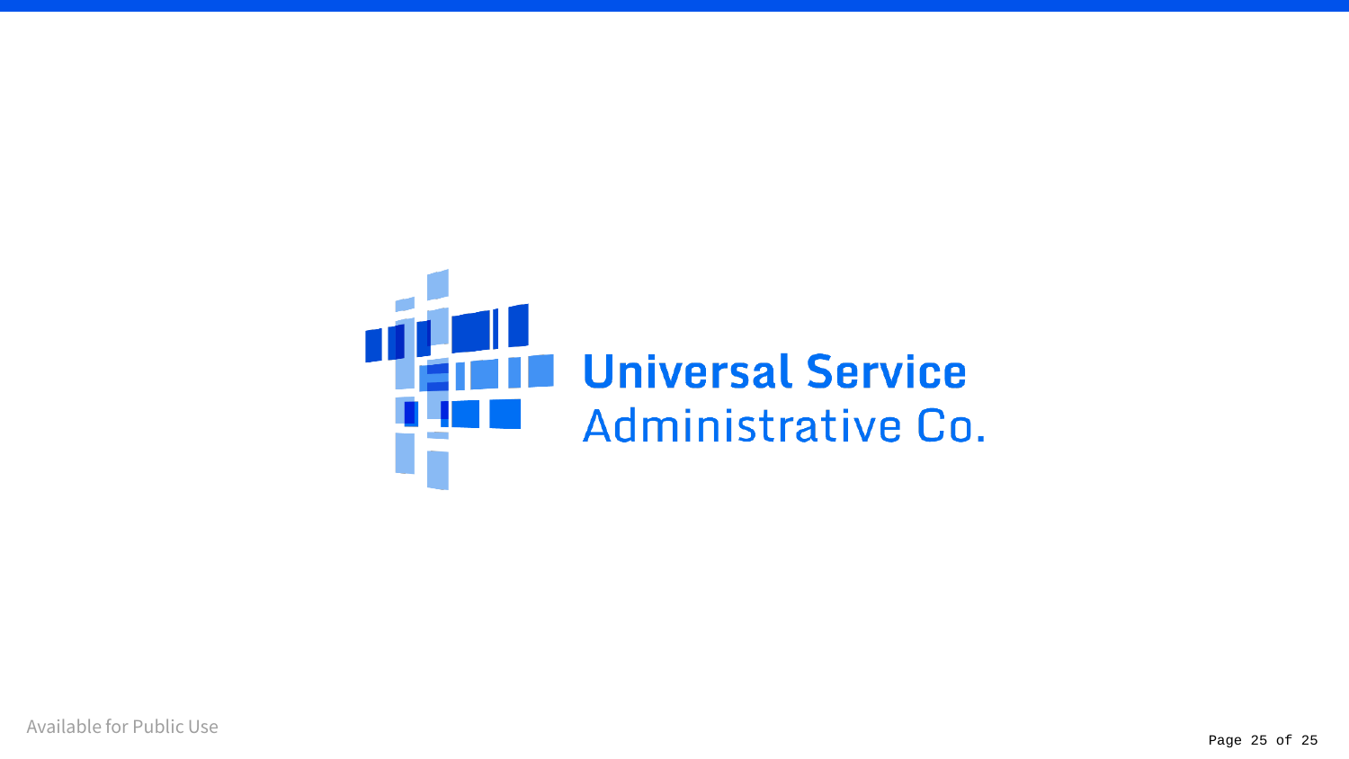Universal Service
Administrative Co.

Available for Public Use